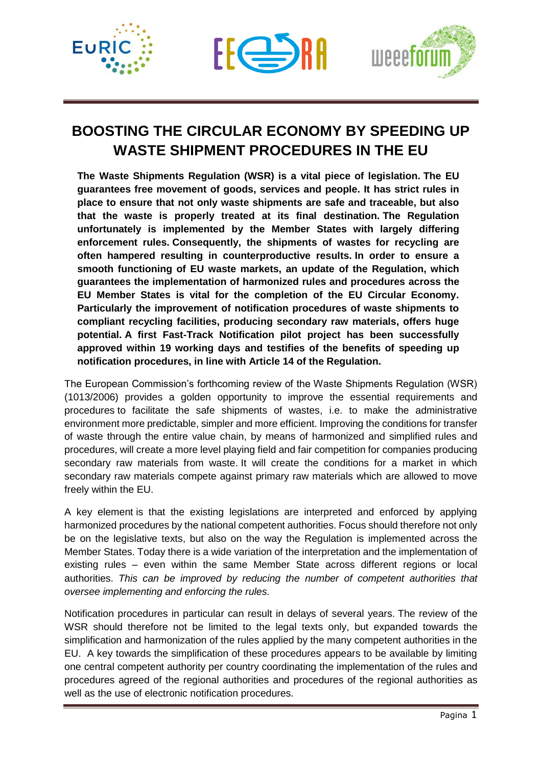# BOOSTING THE CIRCULAR ECONOMY BY SPEEDING UP WASTE SHIPMENT PROCEDURES IN THE EU

**The Waste Shipments Regulation (WSR) is a vital piece of legislation. The EU guarantees free movement of goods, services and people. It has strict rules in place to ensure that not only waste shipments are safe and traceable, but also that the waste is properly treated at its final destination. The Regulation unfortunately is implemented by the Member States with largely differing enforcement rules. Consequently, the shipments of wastes for recycling are often hampered resulting in counterproductive results. In order to ensure a smooth functioning of EU waste markets, an update of the Regulation, which guarantees the implementation of harmonized rules and procedures across the EU Member States is vital for the completion of the EU Circular Economy. Particularly the improvement of notification procedures of waste shipments to compliant recycling facilities, producing secondary raw materials, offers huge potential. A first Fast-Track Notification pilot project has been successfully approved within 19 working days and testifies of the benefits of speeding up notification procedures, in line with Article 14 of the Regulation.**

The European Commission's forthcoming review of the Waste Shipments Regulation (WSR) (1013/2006) provides a golden opportunity to improve the essential requirements and procedures to facilitate the safe shipments of wastes, i.e. to make the administrative environment more predictable, simpler and more efficient. Improving the conditions for transfer of waste through the entire value chain, by means of harmonized and simplified rules and procedures, will create a more level playing field and fair competition for companies producing secondary raw materials from waste. It will create the conditions for a market in which secondary raw materials compete against primary raw materials which are allowed to move freely within the EU.

A key element is that the existing legislations are interpreted and enforced by applying harmonized procedures by the national competent authorities. Focus should therefore not only be on the legislative texts, but also on the way the Regulation is implemented across the Member States. Today there is a wide variation of the interpretation and the implementation of existing rules – even within the same Member State across different regions or local authorities. *This can be improved by reducing the number of competent authorities that oversee implementing and enforcing the rules.*

Notification procedures in particular can result in delays of several years. The review of the WSR should therefore not be limited to the legal texts only, but expanded towards the simplification and harmonization of the rules applied by the many competent authorities in the EU. A key towards the simplification of these procedures appears to be available by limiting one central competent authority per country coordinating the implementation of the rules and procedures agreed of the regional authorities and procedures of the regional authorities as well as the use of electronic notification procedures.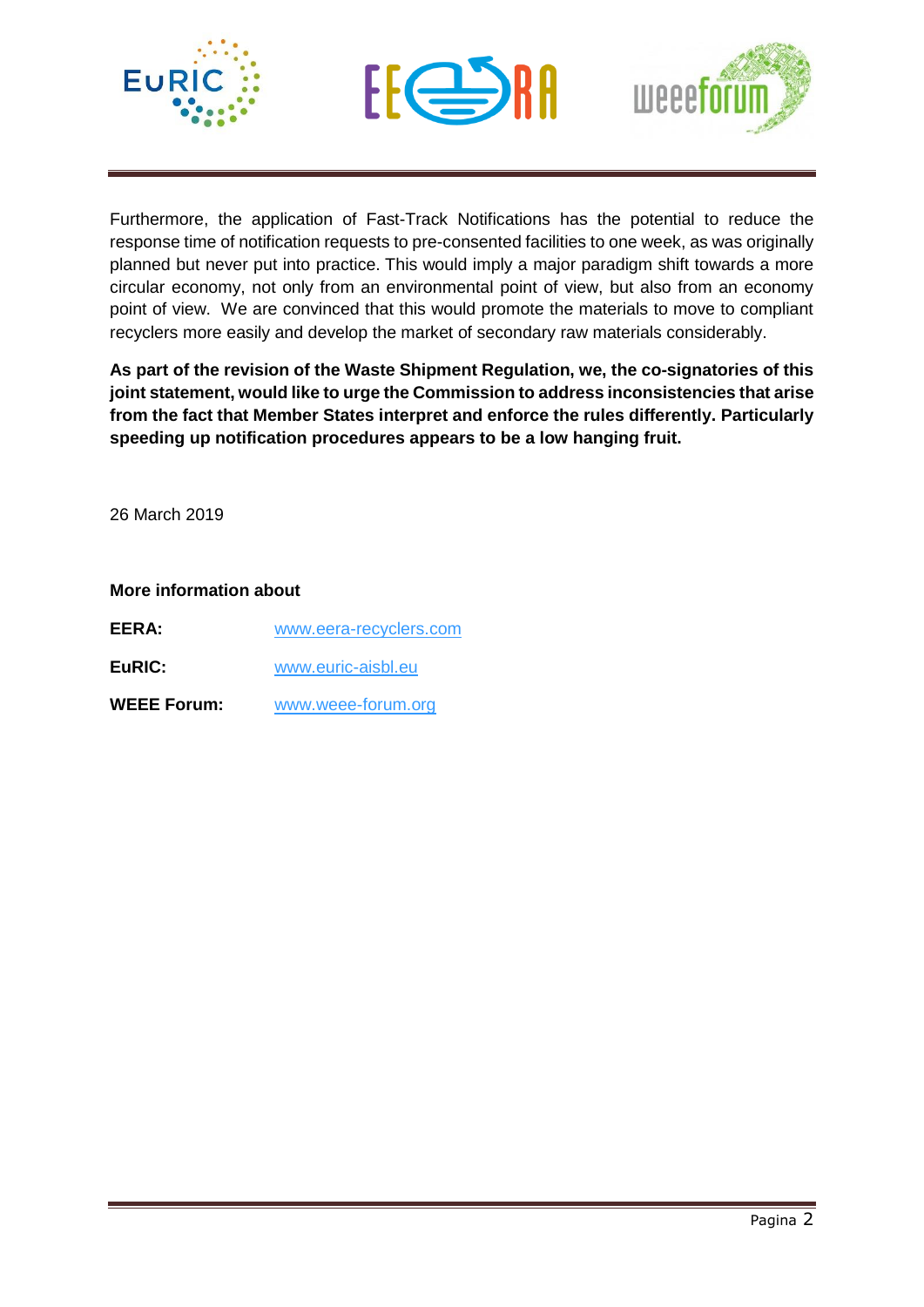Furthermore, the application of Fast-Track Notifications has the potential to reduce the response time of notification requests to pre-consented facilities to one week, as was originally planned but never put into practice. This would imply a major paradigm shift towards a more circular economy, not only from an environmental point of view, but also from an economy point of view. We are convinced that this would promote the materials to move to compliant recyclers more easily and develop the market of secondary raw materials considerably.

**As part of the revision of the Waste Shipment Regulation, we, the co-signatories of this joint statement, would like to urge the Commission to address inconsistencies that arise from the fact that Member States interpret and enforce the rules differently. Particularly speeding up notification procedures appears to be a low hanging fruit.**

26 March 2019

**More information about**

**EERA:** www.eera-recyclers.com

**EuRIC:** www.euric-aisbl.eu

**WEEE Forum:** www.weee-forum.org